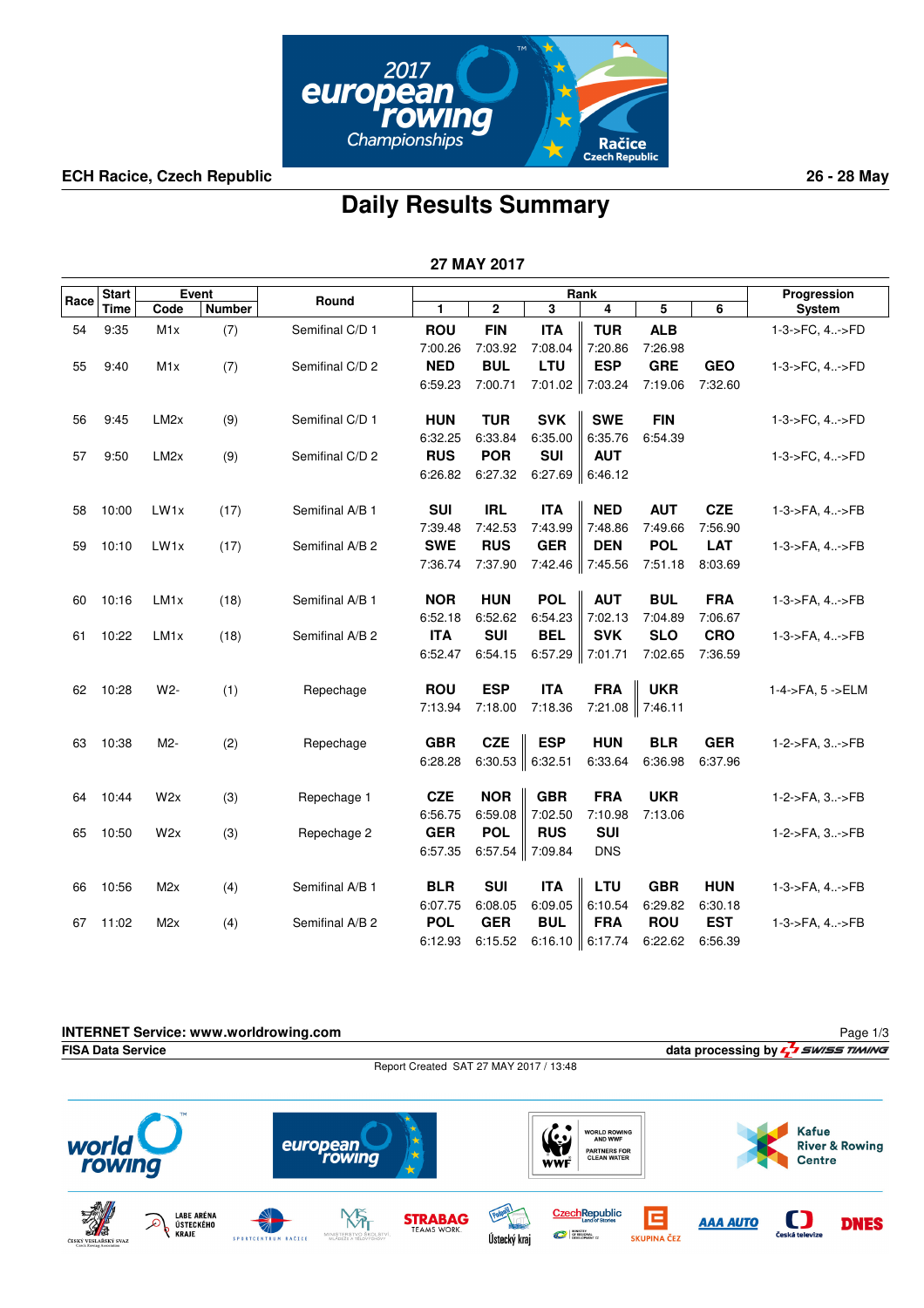ECH Racice, Czech Republic — 26 - 28 May

# Daily Results Summary

## 27 MAY 2017

| Race | Start Time | Event Code | Event Number | Round | Rank 1 | Rank 2 | Rank 3 | Rank 4 | Rank 5 | Rank 6 | Progression System |
|---|---|---|---|---|---|---|---|---|---|---|---|
| 54 | 9:35 | M1x | (7) | Semifinal C/D 1 | **ROU** 7:00.26 | **FIN** 7:03.92 | **ITA** 7:08.04 | **TUR** 7:20.86 | **ALB** 7:26.98 | | 1-3->FC, 4..->FD |
| 55 | 9:40 | M1x | (7) | Semifinal C/D 2 | **NED** 6:59.23 | **BUL** 7:00.71 | **LTU** 7:01.02 | **ESP** 7:03.24 | **GRE** 7:19.06 | **GEO** 7:32.60 | 1-3->FC, 4..->FD |
| 56 | 9:45 | LM2x | (9) | Semifinal C/D 1 | **HUN** 6:32.25 | **TUR** 6:33.84 | **SVK** 6:35.00 | **SWE** 6:35.76 | **FIN** 6:54.39 | | 1-3->FC, 4..->FD |
| 57 | 9:50 | LM2x | (9) | Semifinal C/D 2 | **RUS** 6:26.82 | **POR** 6:27.32 | **SUI** 6:27.69 | **AUT** 6:46.12 | | | 1-3->FC, 4..->FD |
| 58 | 10:00 | LW1x | (17) | Semifinal A/B 1 | **SUI** 7:39.48 | **IRL** 7:42.53 | **ITA** 7:43.99 | **NED** 7:48.86 | **AUT** 7:49.66 | **CZE** 7:56.90 | 1-3->FA, 4..->FB |
| 59 | 10:10 | LW1x | (17) | Semifinal A/B 2 | **SWE** 7:36.74 | **RUS** 7:37.90 | **GER** 7:42.46 | **DEN** 7:45.56 | **POL** 7:51.18 | **LAT** 8:03.69 | 1-3->FA, 4..->FB |
| 60 | 10:16 | LM1x | (18) | Semifinal A/B 1 | **NOR** 6:52.18 | **HUN** 6:52.62 | **POL** 6:54.23 | **AUT** 7:02.13 | **BUL** 7:04.89 | **FRA** 7:06.67 | 1-3->FA, 4..->FB |
| 61 | 10:22 | LM1x | (18) | Semifinal A/B 2 | **ITA** 6:52.47 | **SUI** 6:54.15 | **BEL** 6:57.29 | **SVK** 7:01.71 | **SLO** 7:02.65 | **CRO** 7:36.59 | 1-3->FA, 4..->FB |
| 62 | 10:28 | W2- | (1) | Repechage | **ROU** 7:13.94 | **ESP** 7:18.00 | **ITA** 7:18.36 | **FRA** 7:21.08 | **UKR** 7:46.11 | | 1-4->FA, 5 ->ELM |
| 63 | 10:38 | M2- | (2) | Repechage | **GBR** 6:28.28 | **CZE** 6:30.53 | **ESP** 6:32.51 | **HUN** 6:33.64 | **BLR** 6:36.98 | **GER** 6:37.96 | 1-2->FA, 3..->FB |
| 64 | 10:44 | W2x | (3) | Repechage 1 | **CZE** 6:56.75 | **NOR** 6:59.08 | **GBR** 7:02.50 | **FRA** 7:10.98 | **UKR** 7:13.06 | | 1-2->FA, 3..->FB |
| 65 | 10:50 | W2x | (3) | Repechage 2 | **GER** 6:57.35 | **POL** 6:57.54 | **RUS** 7:09.84 | **SUI** DNS | | | 1-2->FA, 3..->FB |
| 66 | 10:56 | M2x | (4) | Semifinal A/B 1 | **BLR** 6:07.75 | **SUI** 6:08.05 | **ITA** 6:09.05 | **LTU** 6:10.54 | **GBR** 6:29.82 | **HUN** 6:30.18 | 1-3->FA, 4..->FB |
| 67 | 11:02 | M2x | (4) | Semifinal A/B 2 | **POL** 6:12.93 | **GER** 6:15.52 | **BUL** 6:16.10 | **FRA** 6:17.74 | **ROU** 6:22.62 | **EST** 6:56.39 | 1-3->FA, 4..->FB |

INTERNET Service: www.worldrowing.com

FISA Data Service — data processing by SWISS TIMING

Report Created SAT 27 MAY 2017 / 13:48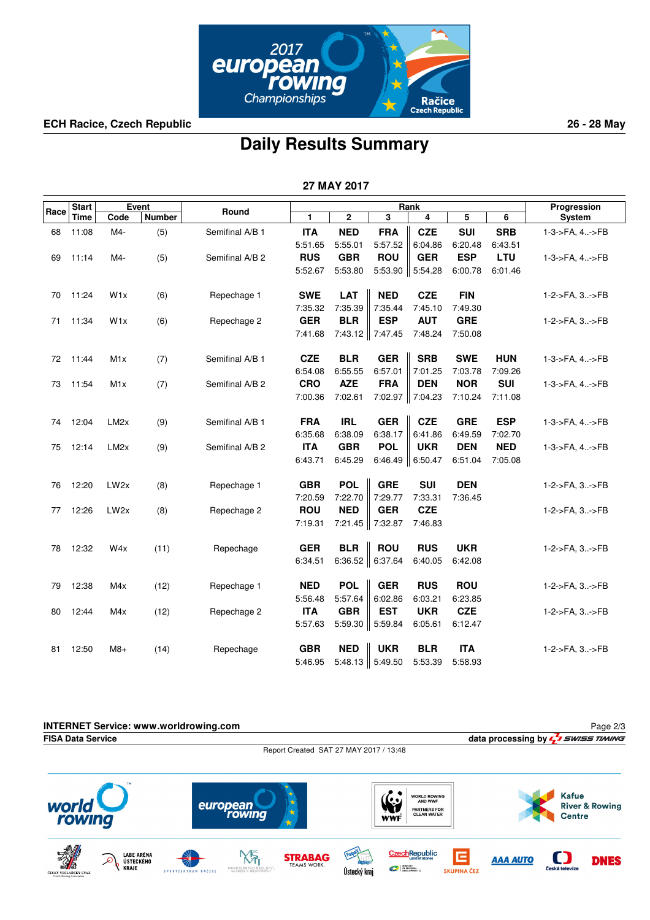ECH Racice, Czech Republic

26 - 28 May

# Daily Results Summary

## 27 MAY 2017

| Race | Start Time | Event Code | Event Number | Round | Rank 1 | Rank 2 | Rank 3 | Rank 4 | Rank 5 | Rank 6 | Progression System |
|---|---|---|---|---|---|---|---|---|---|---|---|
| 68 | 11:08 | M4- | (5) | Semifinal A/B 1 | **ITA** 5:51.65 | **NED** 5:55.01 | **FRA** 5:57.52 | **CZE** 6:04.86 | **SUI** 6:20.48 | **SRB** 6:43.51 | 1-3->FA, 4..->FB |
| 69 | 11:14 | M4- | (5) | Semifinal A/B 2 | **RUS** 5:52.67 | **GBR** 5:53.80 | **ROU** 5:53.90 | **GER** 5:54.28 | **ESP** 6:00.78 | **LTU** 6:01.46 | 1-3->FA, 4..->FB |
| 70 | 11:24 | W1x | (6) | Repechage 1 | **SWE** 7:35.32 | **LAT** 7:35.39 | **NED** 7:35.44 | **CZE** 7:45.10 | **FIN** 7:49.30 | | 1-2->FA, 3..->FB |
| 71 | 11:34 | W1x | (6) | Repechage 2 | **GER** 7:41.68 | **BLR** 7:43.12 | **ESP** 7:47.45 | **AUT** 7:48.24 | **GRE** 7:50.08 | | 1-2->FA, 3..->FB |
| 72 | 11:44 | M1x | (7) | Semifinal A/B 1 | **CZE** 6:54.08 | **BLR** 6:55.55 | **GER** 6:57.01 | **SRB** 7:01.25 | **SWE** 7:03.78 | **HUN** 7:09.26 | 1-3->FA, 4..->FB |
| 73 | 11:54 | M1x | (7) | Semifinal A/B 2 | **CRO** 7:00.36 | **AZE** 7:02.61 | **FRA** 7:02.97 | **DEN** 7:04.23 | **NOR** 7:10.24 | **SUI** 7:11.08 | 1-3->FA, 4..->FB |
| 74 | 12:04 | LM2x | (9) | Semifinal A/B 1 | **FRA** 6:35.68 | **IRL** 6:38.09 | **GER** 6:38.17 | **CZE** 6:41.86 | **GRE** 6:49.59 | **ESP** 7:02.70 | 1-3->FA, 4..->FB |
| 75 | 12:14 | LM2x | (9) | Semifinal A/B 2 | **ITA** 6:43.71 | **GBR** 6:45.29 | **POL** 6:46.49 | **UKR** 6:50.47 | **DEN** 6:51.04 | **NED** 7:05.08 | 1-3->FA, 4..->FB |
| 76 | 12:20 | LW2x | (8) | Repechage 1 | **GBR** 7:20.59 | **POL** 7:22.70 | **GRE** 7:29.77 | **SUI** 7:33.31 | **DEN** 7:36.45 | | 1-2->FA, 3..->FB |
| 77 | 12:26 | LW2x | (8) | Repechage 2 | **ROU** 7:19.31 | **NED** 7:21.45 | **GER** 7:32.87 | **CZE** 7:46.83 | | | 1-2->FA, 3..->FB |
| 78 | 12:32 | W4x | (11) | Repechage | **GER** 6:34.51 | **BLR** 6:36.52 | **ROU** 6:37.64 | **RUS** 6:40.05 | **UKR** 6:42.08 | | 1-2->FA, 3..->FB |
| 79 | 12:38 | M4x | (12) | Repechage 1 | **NED** 5:56.48 | **POL** 5:57.64 | **GER** 6:02.86 | **RUS** 6:03.21 | **ROU** 6:23.85 | | 1-2->FA, 3..->FB |
| 80 | 12:44 | M4x | (12) | Repechage 2 | **ITA** 5:57.63 | **GBR** 5:59.30 | **EST** 5:59.84 | **UKR** 6:05.61 | **CZE** 6:12.47 | | 1-2->FA, 3..->FB |
| 81 | 12:50 | M8+ | (14) | Repechage | **GBR** 5:46.95 | **NED** 5:48.13 | **UKR** 5:49.50 | **BLR** 5:53.39 | **ITA** 5:58.93 | | 1-2->FA, 3..->FB |

INTERNET Service: www.worldrowing.com

FISA Data Service

data processing by SWISS TIMING

Report Created SAT 27 MAY 2017 / 13:48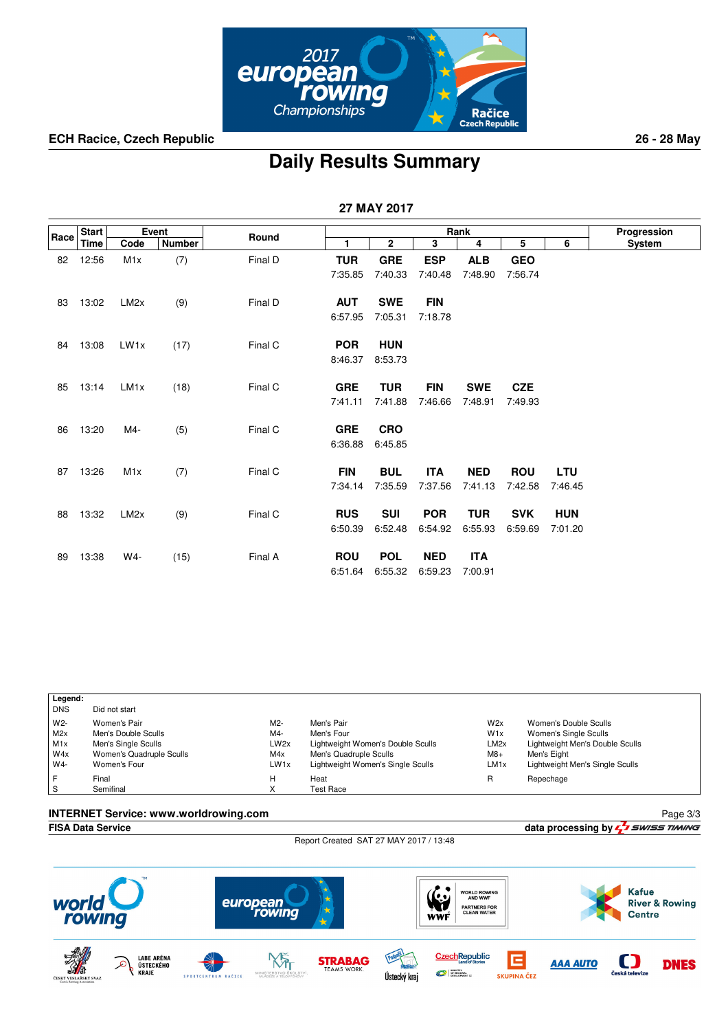ECH Racice, Czech Republic

26 - 28 May

# Daily Results Summary

## 27 MAY 2017

| Race | Start Time | Event Code | Event Number | Round | Rank 1 | Rank 2 | Rank 3 | Rank 4 | Rank 5 | Rank 6 | Progression System |
|---|---|---|---|---|---|---|---|---|---|---|---|
| 82 | 12:56 | M1x | (7) | Final D | **TUR** 7:35.85 | **GRE** 7:40.33 | **ESP** 7:40.48 | **ALB** 7:48.90 | **GEO** 7:56.74 | | |
| 83 | 13:02 | LM2x | (9) | Final D | **AUT** 6:57.95 | **SWE** 7:05.31 | **FIN** 7:18.78 | | | | |
| 84 | 13:08 | LW1x | (17) | Final C | **POR** 8:46.37 | **HUN** 8:53.73 | | | | | |
| 85 | 13:14 | LM1x | (18) | Final C | **GRE** 7:41.11 | **TUR** 7:41.88 | **FIN** 7:46.66 | **SWE** 7:48.91 | **CZE** 7:49.93 | | |
| 86 | 13:20 | M4- | (5) | Final C | **GRE** 6:36.88 | **CRO** 6:45.85 | | | | | |
| 87 | 13:26 | M1x | (7) | Final C | **FIN** 7:34.14 | **BUL** 7:35.59 | **ITA** 7:37.56 | **NED** 7:41.13 | **ROU** 7:42.58 | **LTU** 7:46.45 | |
| 88 | 13:32 | LM2x | (9) | Final C | **RUS** 6:50.39 | **SUI** 6:52.48 | **POR** 6:54.92 | **TUR** 6:55.93 | **SVK** 6:59.69 | **HUN** 7:01.20 | |
| 89 | 13:38 | W4- | (15) | Final A | **ROU** 6:51.64 | **POL** 6:55.32 | **NED** 6:59.23 | **ITA** 7:00.91 | | | |

**Legend:**

| | | | | | |
|---|---|---|---|---|---|
| DNS | Did not start | | | | |
| W2- | Women's Pair | M2- | Men's Pair | W2x | Women's Double Sculls |
| M2x | Men's Double Sculls | M4- | Men's Four | W1x | Women's Single Sculls |
| M1x | Men's Single Sculls | LW2x | Lightweight Women's Double Sculls | LM2x | Lightweight Men's Double Sculls |
| W4x | Women's Quadruple Sculls | M4x | Men's Quadruple Sculls | M8+ | Men's Eight |
| W4- | Women's Four | LW1x | Lightweight Women's Single Sculls | LM1x | Lightweight Men's Single Sculls |
| F | Final | H | Heat | R | Repechage |
| S | Semifinal | X | Test Race | | |

**INTERNET Service: www.worldrowing.com**

**FISA Data Service**

**data processing by SWISS TIMING**

Report Created SAT 27 MAY 2017 / 13:48